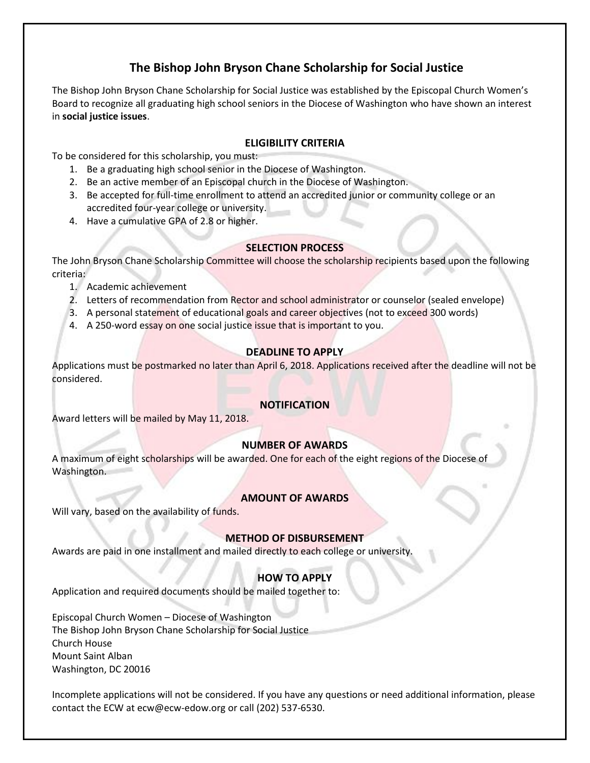# The Bishop John Bryson Chane Scholarship for Social Justice

The Bishop John Bryson Chane Scholarship for Social Justice was established by the Episcopal Church Women's Board to recognize all graduating high school seniors in the Diocese of Washington who have shown an interest in **social justice issues**.

## ELIGIBILITY CRITERIA

To be considered for this scholarship, you must:

1. Be a graduating high school senior in the Diocese of Washington.
2. Be an active member of an Episcopal church in the Diocese of Washington.
3. Be accepted for full-time enrollment to attend an accredited junior or community college or an accredited four-year college or university.
4. Have a cumulative GPA of 2.8 or higher.

## SELECTION PROCESS

The John Bryson Chane Scholarship Committee will choose the scholarship recipients based upon the following criteria:

1. Academic achievement
2. Letters of recommendation from Rector and school administrator or counselor (sealed envelope)
3. A personal statement of educational goals and career objectives (not to exceed 300 words)
4. A 250-word essay on one social justice issue that is important to you.

## DEADLINE TO APPLY

Applications must be postmarked no later than April 6, 2018. Applications received after the deadline will not be considered.

## NOTIFICATION

Award letters will be mailed by May 11, 2018.

## NUMBER OF AWARDS

A maximum of eight scholarships will be awarded. One for each of the eight regions of the Diocese of Washington.

## AMOUNT OF AWARDS

Will vary, based on the availability of funds.

## METHOD OF DISBURSEMENT

Awards are paid in one installment and mailed directly to each college or university.

## HOW TO APPLY

Application and required documents should be mailed together to:

Episcopal Church Women – Diocese of Washington
The Bishop John Bryson Chane Scholarship for Social Justice
Church House
Mount Saint Alban
Washington, DC 20016

Incomplete applications will not be considered. If you have any questions or need additional information, please contact the ECW at ecw@ecw-edow.org or call (202) 537-6530.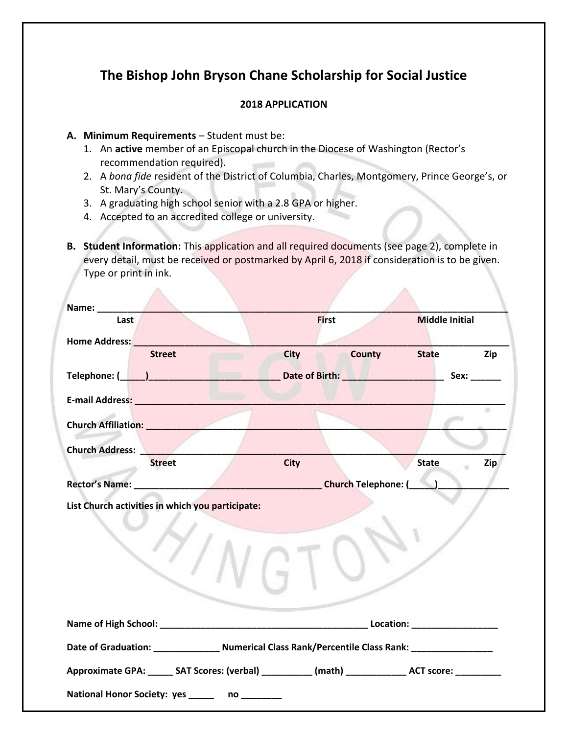# The Bishop John Bryson Chane Scholarship for Social Justice

## 2018 APPLICATION

A. **Minimum Requirements** – Student must be:
   1. An **active** member of an Episcopal church in the Diocese of Washington (Rector's recommendation required).
   2. A *bona fide* resident of the District of Columbia, Charles, Montgomery, Prince George's, or St. Mary's County.
   3. A graduating high school senior with a 2.8 GPA or higher.
   4. Accepted to an accredited college or university.

B. **Student Information:** This application and all required documents (see page 2), complete in every detail, must be received or postmarked by April 6, 2018 if consideration is to be given. Type or print in ink.

**Name:** ______________________________________________________________________________
**Last** **First** **Middle Initial**

**Home Address:** _______________________________________________________________________
**Street** **City** **County** **State** **Zip**

**Telephone: (_____)__________________________ Date of Birth: ____________________ Sex: ______**

**E-mail Address:** ______________________________________________________________________

**Church Affiliation:** ____________________________________________________________________

**Church Address:** ______________________________________________________________________
**Street** **City** **State** **Zip**

**Rector's Name:** ______________________________________ **Church Telephone: (_____)______________**

**List Church activities in which you participate:**

**Name of High School:** __________________________________________ **Location:** _________________

**Date of Graduation:** _____________ **Numerical Class Rank/Percentile Class Rank:** ________________

**Approximate GPA:** _____ **SAT Scores: (verbal)** __________ **(math)** ____________ **ACT score:** _________

**National Honor Society: yes _____ no ________**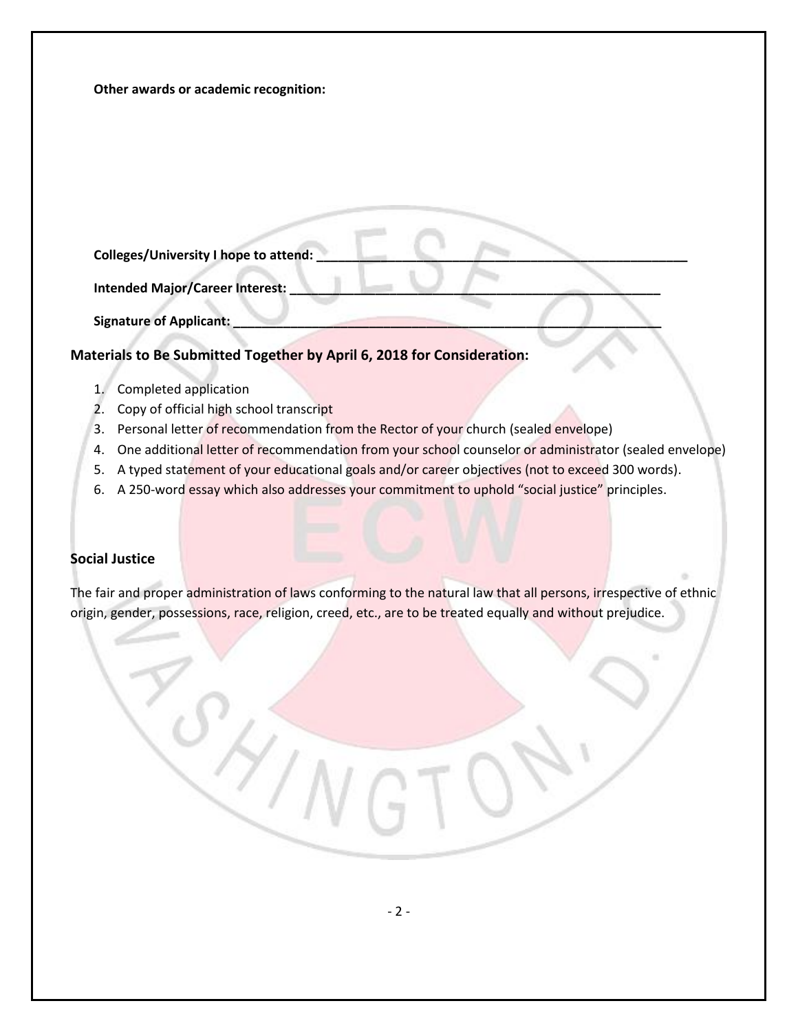**Other awards or academic recognition:**

**Colleges/University I hope to attend:** ______________________________________________________

**Intended Major/Career Interest:** ____________________________________________________

**Signature of Applicant:** ______________________________________________________________

## Materials to Be Submitted Together by April 6, 2018 for Consideration:

1. Completed application
2. Copy of official high school transcript
3. Personal letter of recommendation from the Rector of your church (sealed envelope)
4. One additional letter of recommendation from your school counselor or administrator (sealed envelope)
5. A typed statement of your educational goals and/or career objectives (not to exceed 300 words).
6. A 250-word essay which also addresses your commitment to uphold "social justice" principles.

## Social Justice

The fair and proper administration of laws conforming to the natural law that all persons, irrespective of ethnic origin, gender, possessions, race, religion, creed, etc., are to be treated equally and without prejudice.